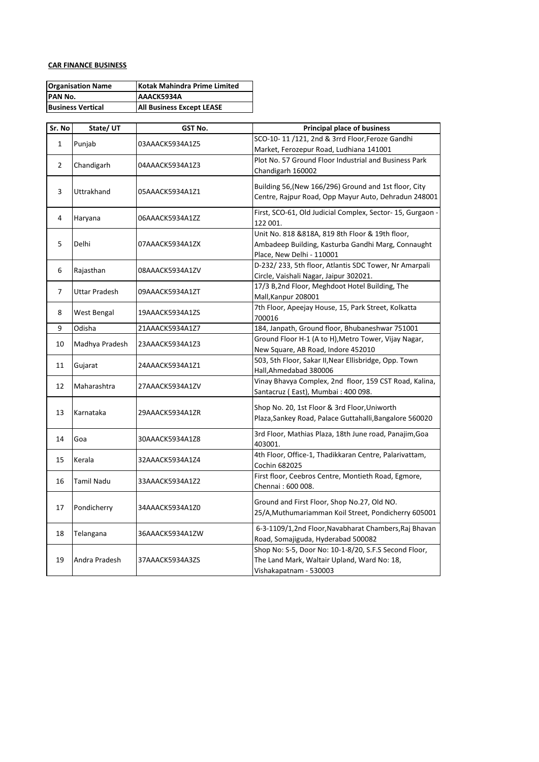**CAR FINANCE BUSINESS**

| Organisation Name | Kotak Mahindra Prime Limited |
|---|---|
| PAN No. | AAACK5934A |
| Business Vertical | All Business Except LEASE |

| Sr. No | State/ UT | GST No. | Principal place of business |
|---|---|---|---|
| 1 | Punjab | 03AAACK5934A1Z5 | SCO-10- 11 /121, 2nd & 3rrd Floor,Feroze Gandhi Market, Ferozepur Road, Ludhiana 141001 |
| 2 | Chandigarh | 04AAACK5934A1Z3 | Plot No. 57 Ground Floor Industrial and Business Park Chandigarh 160002 |
| 3 | Uttrakhand | 05AAACK5934A1Z1 | Building 56,(New 166/296) Ground and 1st floor, City Centre, Rajpur Road, Opp Mayur Auto, Dehradun 248001 |
| 4 | Haryana | 06AAACK5934A1ZZ | First, SCO-61, Old Judicial Complex, Sector- 15, Gurgaon - 122 001. |
| 5 | Delhi | 07AAACK5934A1ZX | Unit No. 818 &818A, 819 8th Floor & 19th floor, Ambadeep Building, Kasturba Gandhi Marg, Connaught Place, New Delhi - 110001 |
| 6 | Rajasthan | 08AAACK5934A1ZV | D-232/ 233, 5th floor, Atlantis SDC Tower, Nr Amarpali Circle, Vaishali Nagar, Jaipur 302021. |
| 7 | Uttar Pradesh | 09AAACK5934A1ZT | 17/3 B,2nd Floor, Meghdoot Hotel Building, The Mall,Kanpur 208001 |
| 8 | West Bengal | 19AAACK5934A1ZS | 7th Floor, Apeejay House, 15, Park Street, Kolkatta 700016 |
| 9 | Odisha | 21AAACK5934A1Z7 | 184, Janpath, Ground floor, Bhubaneshwar 751001 |
| 10 | Madhya Pradesh | 23AAACK5934A1Z3 | Ground Floor H-1 (A to H),Metro Tower, Vijay Nagar, New Square, AB Road, Indore 452010 |
| 11 | Gujarat | 24AAACK5934A1Z1 | 503, 5th Floor, Sakar II,Near Ellisbridge, Opp. Town Hall,Ahmedabad 380006 |
| 12 | Maharashtra | 27AAACK5934A1ZV | Vinay Bhavya Complex, 2nd floor, 159 CST Road, Kalina, Santacruz ( East), Mumbai : 400 098. |
| 13 | Karnataka | 29AAACK5934A1ZR | Shop No. 20, 1st Floor & 3rd Floor,Uniworth Plaza,Sankey Road, Palace Guttahalli,Bangalore 560020 |
| 14 | Goa | 30AAACK5934A1Z8 | 3rd Floor, Mathias Plaza, 18th June road, Panajim,Goa 403001. |
| 15 | Kerala | 32AAACK5934A1Z4 | 4th Floor, Office-1, Thadikkaran Centre, Palarivattam, Cochin 682025 |
| 16 | Tamil Nadu | 33AAACK5934A1Z2 | First floor, Ceebros Centre, Montieth Road, Egmore, Chennai : 600 008. |
| 17 | Pondicherry | 34AAACK5934A1Z0 | Ground and First Floor, Shop No.27, Old NO. 25/A,Muthumariamman Koil Street, Pondicherry 605001 |
| 18 | Telangana | 36AAACK5934A1ZW | 6-3-1109/1,2nd Floor,Navabharat Chambers,Raj Bhavan Road, Somajiguda, Hyderabad 500082 |
| 19 | Andra Pradesh | 37AAACK5934A3ZS | Shop No: S-5, Door No: 10-1-8/20, S.F.S Second Floor, The Land Mark, Waltair Upland, Ward No: 18, Vishakapatnam - 530003 |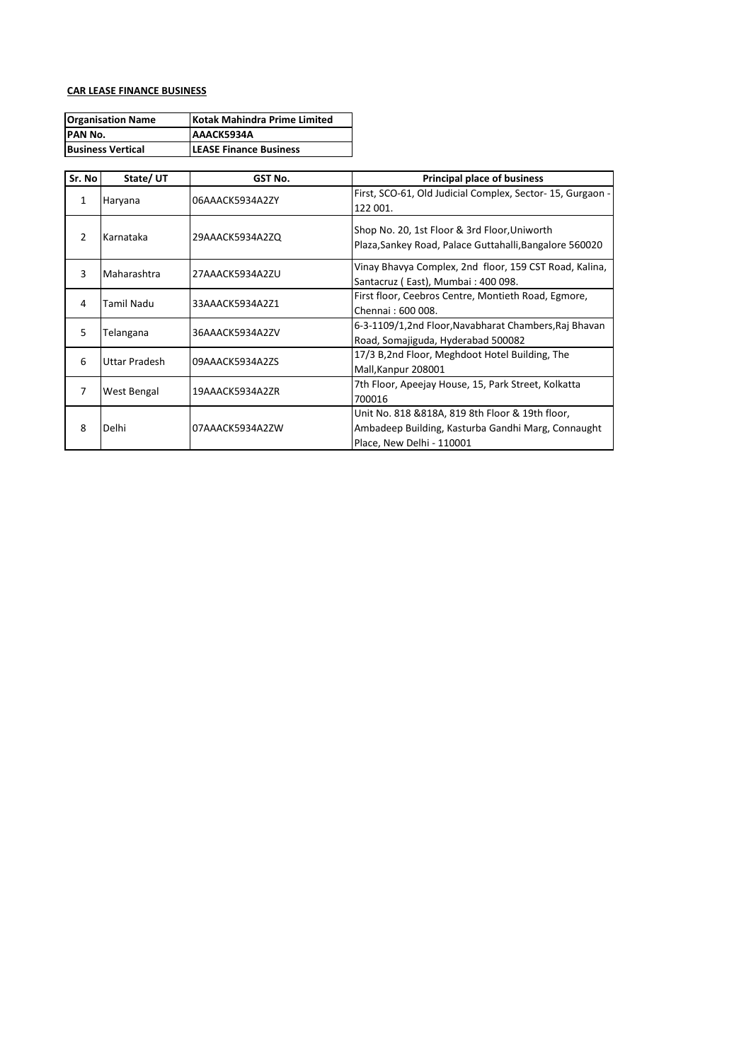**CAR LEASE FINANCE BUSINESS**

| | |
|---|---|
| **Organisation Name** | **Kotak Mahindra Prime Limited** |
| **PAN No.** | **AAACK5934A** |
| **Business Vertical** | **LEASE Finance Business** |

| Sr. No | State/ UT | GST No. | Principal place of business |
|---|---|---|---|
| 1 | Haryana | 06AAACK5934A2ZY | First, SCO-61, Old Judicial Complex, Sector- 15, Gurgaon - 122 001. |
| 2 | Karnataka | 29AAACK5934A2ZQ | Shop No. 20, 1st Floor & 3rd Floor,Uniworth Plaza,Sankey Road, Palace Guttahalli,Bangalore 560020 |
| 3 | Maharashtra | 27AAACK5934A2ZU | Vinay Bhavya Complex, 2nd floor, 159 CST Road, Kalina, Santacruz ( East), Mumbai : 400 098. |
| 4 | Tamil Nadu | 33AAACK5934A2Z1 | First floor, Ceebros Centre, Montieth Road, Egmore, Chennai : 600 008. |
| 5 | Telangana | 36AAACK5934A2ZV | 6-3-1109/1,2nd Floor,Navabharat Chambers,Raj Bhavan Road, Somajiguda, Hyderabad 500082 |
| 6 | Uttar Pradesh | 09AAACK5934A2ZS | 17/3 B,2nd Floor, Meghdoot Hotel Building, The Mall,Kanpur 208001 |
| 7 | West Bengal | 19AAACK5934A2ZR | 7th Floor, Apeejay House, 15, Park Street, Kolkatta 700016 |
| 8 | Delhi | 07AAACK5934A2ZW | Unit No. 818 &818A, 819 8th Floor & 19th floor, Ambadeep Building, Kasturba Gandhi Marg, Connaught Place, New Delhi - 110001 |